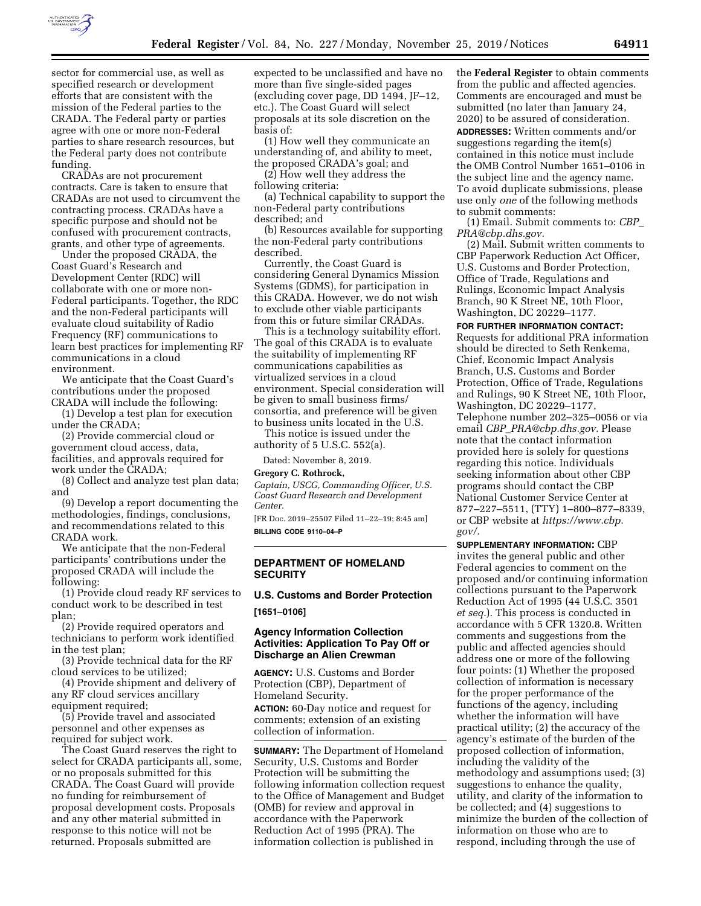sector for commercial use, as well as specified research or development efforts that are consistent with the mission of the Federal parties to the CRADA. The Federal party or parties agree with one or more non-Federal parties to share research resources, but the Federal party does not contribute funding.

CRADAs are not procurement contracts. Care is taken to ensure that CRADAs are not used to circumvent the contracting process. CRADAs have a specific purpose and should not be confused with procurement contracts, grants, and other type of agreements.

Under the proposed CRADA, the Coast Guard's Research and Development Center (RDC) will collaborate with one or more non-Federal participants. Together, the RDC and the non-Federal participants will evaluate cloud suitability of Radio Frequency (RF) communications to learn best practices for implementing RF communications in a cloud environment.

We anticipate that the Coast Guard's contributions under the proposed CRADA will include the following:

(1) Develop a test plan for execution under the CRADA;

(2) Provide commercial cloud or government cloud access, data, facilities, and approvals required for work under the CRADA;

(8) Collect and analyze test plan data; and

(9) Develop a report documenting the methodologies, findings, conclusions, and recommendations related to this CRADA work.

We anticipate that the non-Federal participants' contributions under the proposed CRADA will include the following:

(1) Provide cloud ready RF services to conduct work to be described in test plan;

(2) Provide required operators and technicians to perform work identified in the test plan;

(3) Provide technical data for the RF cloud services to be utilized;

(4) Provide shipment and delivery of any RF cloud services ancillary equipment required;

(5) Provide travel and associated personnel and other expenses as required for subject work.

The Coast Guard reserves the right to select for CRADA participants all, some, or no proposals submitted for this CRADA. The Coast Guard will provide no funding for reimbursement of proposal development costs. Proposals and any other material submitted in response to this notice will not be returned. Proposals submitted are expected to be unclassified and have no more than five single-sided pages (excluding cover page, DD 1494, JF–12, etc.). The Coast Guard will select proposals at its sole discretion on the basis of:

(1) How well they communicate an understanding of, and ability to meet, the proposed CRADA's goal; and

(2) How well they address the following criteria:

(a) Technical capability to support the non-Federal party contributions described; and

(b) Resources available for supporting the non-Federal party contributions described.

Currently, the Coast Guard is considering General Dynamics Mission Systems (GDMS), for participation in this CRADA. However, we do not wish to exclude other viable participants from this or future similar CRADAs.

This is a technology suitability effort. The goal of this CRADA is to evaluate the suitability of implementing RF communications capabilities as virtualized services in a cloud environment. Special consideration will be given to small business firms/consortia, and preference will be given to business units located in the U.S.

This notice is issued under the authority of 5 U.S.C. 552(a).

Dated: November 8, 2019.

**Gregory C. Rothrock,**

*Captain, USCG, Commanding Officer, U.S. Coast Guard Research and Development Center.*

[FR Doc. 2019–25507 Filed 11–22–19; 8:45 am]

**BILLING CODE 9110–04–P**

---

## DEPARTMENT OF HOMELAND SECURITY

### U.S. Customs and Border Protection

**[1651–0106]**

### Agency Information Collection Activities: Application To Pay Off or Discharge an Alien Crewman

**AGENCY:** U.S. Customs and Border Protection (CBP), Department of Homeland Security.

**ACTION:** 60-Day notice and request for comments; extension of an existing collection of information.

**SUMMARY:** The Department of Homeland Security, U.S. Customs and Border Protection will be submitting the following information collection request to the Office of Management and Budget (OMB) for review and approval in accordance with the Paperwork Reduction Act of 1995 (PRA). The information collection is published in the **Federal Register** to obtain comments from the public and affected agencies. Comments are encouraged and must be submitted (no later than January 24, 2020) to be assured of consideration.

**ADDRESSES:** Written comments and/or suggestions regarding the item(s) contained in this notice must include the OMB Control Number 1651–0106 in the subject line and the agency name. To avoid duplicate submissions, please use only *one* of the following methods to submit comments:

(1) Email. Submit comments to: *CBP_PRA@cbp.dhs.gov.*

(2) Mail. Submit written comments to CBP Paperwork Reduction Act Officer, U.S. Customs and Border Protection, Office of Trade, Regulations and Rulings, Economic Impact Analysis Branch, 90 K Street NE, 10th Floor, Washington, DC 20229–1177.

**FOR FURTHER INFORMATION CONTACT:** Requests for additional PRA information should be directed to Seth Renkema, Chief, Economic Impact Analysis Branch, U.S. Customs and Border Protection, Office of Trade, Regulations and Rulings, 90 K Street NE, 10th Floor, Washington, DC 20229–1177, Telephone number 202–325–0056 or via email *CBP_PRA@cbp.dhs.gov.* Please note that the contact information provided here is solely for questions regarding this notice. Individuals seeking information about other CBP programs should contact the CBP National Customer Service Center at 877–227–5511, (TTY) 1–800–877–8339, or CBP website at *https://www.cbp.gov/.*

**SUPPLEMENTARY INFORMATION:** CBP invites the general public and other Federal agencies to comment on the proposed and/or continuing information collections pursuant to the Paperwork Reduction Act of 1995 (44 U.S.C. 3501 *et seq.*). This process is conducted in accordance with 5 CFR 1320.8. Written comments and suggestions from the public and affected agencies should address one or more of the following four points: (1) Whether the proposed collection of information is necessary for the proper performance of the functions of the agency, including whether the information will have practical utility; (2) the accuracy of the agency's estimate of the burden of the proposed collection of information, including the validity of the methodology and assumptions used; (3) suggestions to enhance the quality, utility, and clarity of the information to be collected; and (4) suggestions to minimize the burden of the collection of information on those who are to respond, including through the use of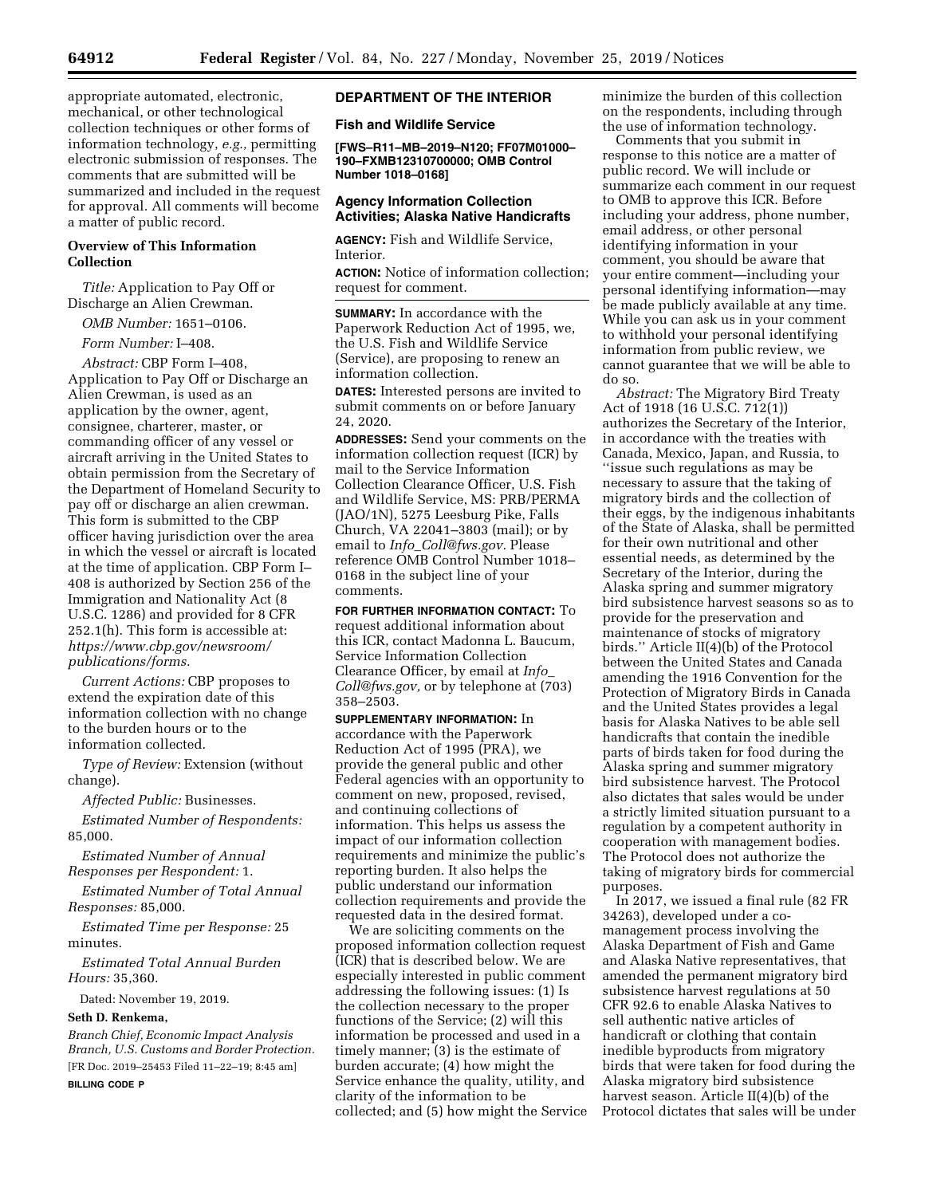appropriate automated, electronic, mechanical, or other technological collection techniques or other forms of information technology, *e.g.,* permitting electronic submission of responses. The comments that are submitted will be summarized and included in the request for approval. All comments will become a matter of public record.

**Overview of This Information Collection**

*Title:* Application to Pay Off or Discharge an Alien Crewman.

*OMB Number:* 1651–0106.

*Form Number:* I–408.

*Abstract:* CBP Form I–408, Application to Pay Off or Discharge an Alien Crewman, is used as an application by the owner, agent, consignee, charterer, master, or commanding officer of any vessel or aircraft arriving in the United States to obtain permission from the Secretary of the Department of Homeland Security to pay off or discharge an alien crewman. This form is submitted to the CBP officer having jurisdiction over the area in which the vessel or aircraft is located at the time of application. CBP Form I–408 is authorized by Section 256 of the Immigration and Nationality Act (8 U.S.C. 1286) and provided for 8 CFR 252.1(h). This form is accessible at: *https://www.cbp.gov/newsroom/publications/forms.*

*Current Actions:* CBP proposes to extend the expiration date of this information collection with no change to the burden hours or to the information collected.

*Type of Review:* Extension (without change).

*Affected Public:* Businesses.

*Estimated Number of Respondents:* 85,000.

*Estimated Number of Annual Responses per Respondent:* 1.

*Estimated Number of Total Annual Responses:* 85,000.

*Estimated Time per Response:* 25 minutes.

*Estimated Total Annual Burden Hours:* 35,360.

Dated: November 19, 2019.

**Seth D. Renkema,**

*Branch Chief, Economic Impact Analysis Branch, U.S. Customs and Border Protection.*

[FR Doc. 2019–25453 Filed 11–22–19; 8:45 am]

**BILLING CODE P**

## DEPARTMENT OF THE INTERIOR

### Fish and Wildlife Service

**[FWS–R11–MB–2019–N120; FF07M01000–190–FXMB12310700000; OMB Control Number 1018–0168]**

### Agency Information Collection Activities; Alaska Native Handicrafts

**AGENCY:** Fish and Wildlife Service, Interior.

**ACTION:** Notice of information collection; request for comment.

**SUMMARY:** In accordance with the Paperwork Reduction Act of 1995, we, the U.S. Fish and Wildlife Service (Service), are proposing to renew an information collection.

**DATES:** Interested persons are invited to submit comments on or before January 24, 2020.

**ADDRESSES:** Send your comments on the information collection request (ICR) by mail to the Service Information Collection Clearance Officer, U.S. Fish and Wildlife Service, MS: PRB/PERMA (JAO/1N), 5275 Leesburg Pike, Falls Church, VA 22041–3803 (mail); or by email to *Info_Coll@fws.gov.* Please reference OMB Control Number 1018–0168 in the subject line of your comments.

**FOR FURTHER INFORMATION CONTACT:** To request additional information about this ICR, contact Madonna L. Baucum, Service Information Collection Clearance Officer, by email at *Info_Coll@fws.gov,* or by telephone at (703) 358–2503.

**SUPPLEMENTARY INFORMATION:** In accordance with the Paperwork Reduction Act of 1995 (PRA), we provide the general public and other Federal agencies with an opportunity to comment on new, proposed, revised, and continuing collections of information. This helps us assess the impact of our information collection requirements and minimize the public's reporting burden. It also helps the public understand our information collection requirements and provide the requested data in the desired format.

We are soliciting comments on the proposed information collection request (ICR) that is described below. We are especially interested in public comment addressing the following issues: (1) Is the collection necessary to the proper functions of the Service; (2) will this information be processed and used in a timely manner; (3) is the estimate of burden accurate; (4) how might the Service enhance the quality, utility, and clarity of the information to be collected; and (5) how might the Service minimize the burden of this collection on the respondents, including through the use of information technology.

Comments that you submit in response to this notice are a matter of public record. We will include or summarize each comment in our request to OMB to approve this ICR. Before including your address, phone number, email address, or other personal identifying information in your comment, you should be aware that your entire comment—including your personal identifying information—may be made publicly available at any time. While you can ask us in your comment to withhold your personal identifying information from public review, we cannot guarantee that we will be able to do so.

*Abstract:* The Migratory Bird Treaty Act of 1918 (16 U.S.C. 712(1)) authorizes the Secretary of the Interior, in accordance with the treaties with Canada, Mexico, Japan, and Russia, to "issue such regulations as may be necessary to assure that the taking of migratory birds and the collection of their eggs, by the indigenous inhabitants of the State of Alaska, shall be permitted for their own nutritional and other essential needs, as determined by the Secretary of the Interior, during the Alaska spring and summer migratory bird subsistence harvest seasons so as to provide for the preservation and maintenance of stocks of migratory birds." Article II(4)(b) of the Protocol between the United States and Canada amending the 1916 Convention for the Protection of Migratory Birds in Canada and the United States provides a legal basis for Alaska Natives to be able sell handicrafts that contain the inedible parts of birds taken for food during the Alaska spring and summer migratory bird subsistence harvest. The Protocol also dictates that sales would be under a strictly limited situation pursuant to a regulation by a competent authority in cooperation with management bodies. The Protocol does not authorize the taking of migratory birds for commercial purposes.

In 2017, we issued a final rule (82 FR 34263), developed under a co-management process involving the Alaska Department of Fish and Game and Alaska Native representatives, that amended the permanent migratory bird subsistence harvest regulations at 50 CFR 92.6 to enable Alaska Natives to sell authentic native articles of handicraft or clothing that contain inedible byproducts from migratory birds that were taken for food during the Alaska migratory bird subsistence harvest season. Article II(4)(b) of the Protocol dictates that sales will be under